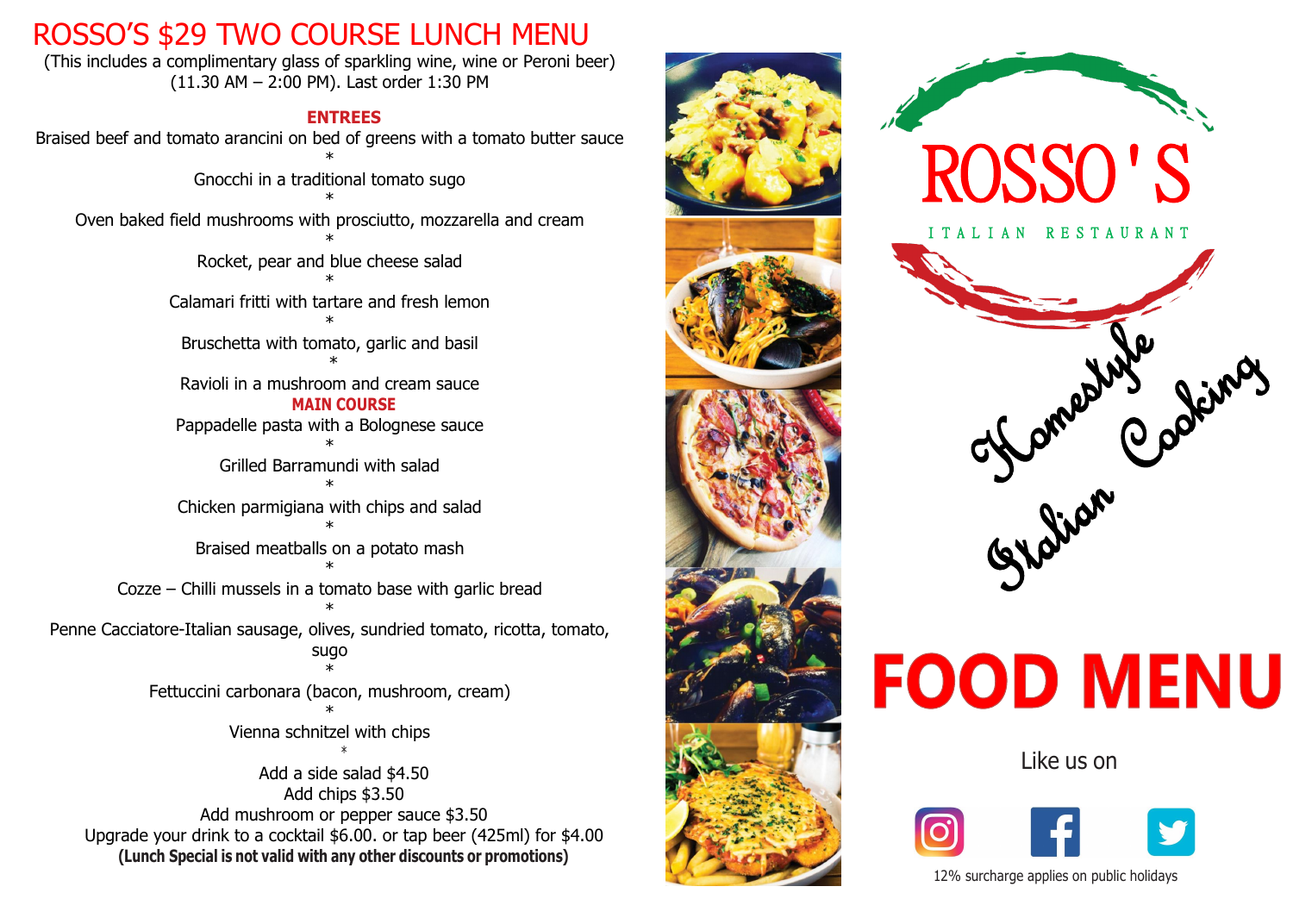# ROSSO'S $29 TWO COURSE LUNCH MENU

(This includes a complimentary glass of sparkling wine, wine or Peroni beer)
(11.30 AM – 2:00 PM). Last order 1:30 PM

## ENTREES

Braised beef and tomato arancini on bed of greens with a tomato butter sauce
*
Gnocchi in a traditional tomato sugo
*
Oven baked field mushrooms with prosciutto, mozzarella and cream
*
Rocket, pear and blue cheese salad
*
Calamari fritti with tartare and fresh lemon
*
Bruschetta with tomato, garlic and basil
*
Ravioli in a mushroom and cream sauce

## MAIN COURSE

Pappadelle pasta with a Bolognese sauce
*
Grilled Barramundi with salad
*
Chicken parmigiana with chips and salad
*
Braised meatballs on a potato mash
*
Cozze – Chilli mussels in a tomato base with garlic bread
*
Penne Cacciatore-Italian sausage, olives, sundried tomato, ricotta, tomato, sugo
*
Fettuccini carbonara (bacon, mushroom, cream)
*
Vienna schnitzel with chips
*

Add a side salad $4.50
Add chips $3.50
Add mushroom or pepper sauce $3.50
Upgrade your drink to a cocktail $6.00. or tap beer (425ml) for $4.00
**(Lunch Special is not valid with any other discounts or promotions)**

# ROSSO'S

ITALIAN RESTAURANT

Homestyle Italian Cooking

# FOOD MENU

Like us on

12% surcharge applies on public holidays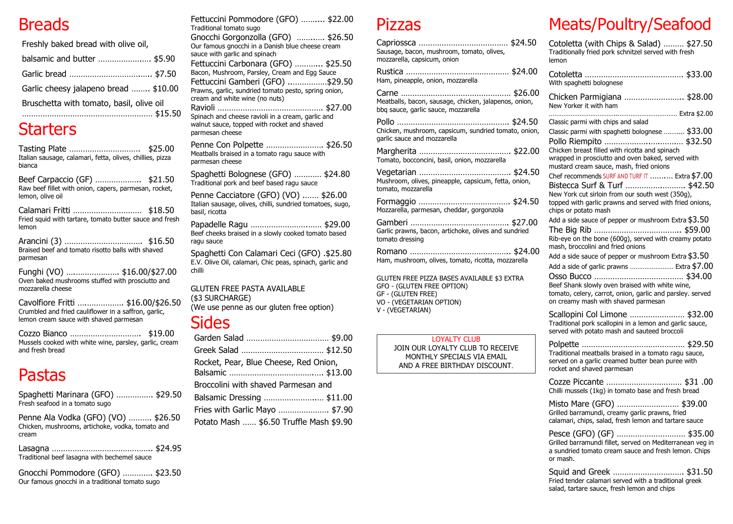# Breads

Freshly baked bread with olive oil, balsamic and butter ...................... $5.90

Garlic bread .................................... $7.50

Garlic cheesy jalapeno bread ........ $10.00

Bruschetta with tomato, basil, olive oil ......................................................... $15.50

# Starters

Tasting Plate ............................... $25.00
Italian sausage, calamari, fetta, olives, chillies, pizza bianca

Beef Carpaccio (GF) .................... $21.50
Raw beef fillet with onion, capers, parmesan, rocket, lemon, olive oil

Calamari Fritti .............................. $18.50
Fried squid with tartare, tomato butter sauce and fresh lemon

Arancini (3) .................................. $16.50
Braised beef and tomato risotto balls with shaved parmesan

Funghi (VO) ....................... $16.00/$27.00
Oven baked mushrooms stuffed with prosciutto and mozzarella cheese

Cavolfiore Fritti ................... $16.00/$26.50
Crumbled and fried cauliflower in a saffron, garlic, lemon cream sauce with shaved parmesan

Cozzo Bianco ............................... $19.00
Mussels cooked with white wine, parsley, garlic, cream and fresh bread

# Pastas

Spaghetti Marinara (GFO) ................ $29.50
Fresh seafood in a tomato sugo

Penne Ala Vodka (GFO) (VO) .......... $26.50
Chicken, mushrooms, artichoke, vodka, tomato and cream

Lasagna ............................................ $24.95
Traditional beef lasagna with bechemel sauce

Gnocchi Pommodore (GFO) ............. $23.50
Our famous gnocchi in a traditional tomato sugo

Fettuccini Pommodore (GFO) .......... $22.00
Traditional tomato sugo

Gnocchi Gorgonzolla (GFO) ............ $26.50
Our famous gnocchi in a Danish blue cheese cream sauce with garlic and spinach

Fettuccini Carbonara (GFO) ............ $25.50
Bacon, Mushroom, Parsley, Cream and Egg Sauce

Fettuccini Gamberi (GFO) .................$29.50
Prawns, garlic, sundried tomato pesto, spring onion, cream and white wine (no nuts)

Ravioli ............................................... $27.00
Spinach and cheese ravioli in a cream, garlic and walnut sauce, topped with rocket and shaved parmesan cheese

Penne Con Polpette ......................... $26.50
Meatballs braised in a tomato ragu sauce with parmesan cheese

Spaghetti Bolognese (GFO) ............ $24.80
Traditional pork and beef based ragu sauce

Penne Cacciatore (GFO) (VO) ....... $26.00
Italian sausage, olives, chilli, sundried tomatoes, sugo, basil, ricotta

Papadelle Ragu ............................... $29.00
Beef cheeks braised in a slowly cooked tomato based ragu sauce

Spaghetti Con Calamari Ceci (GFO) .$25.80
E.V. Olive Oil, calamari, Chic peas, spinach, garlic and chilli

GLUTEN FREE PASTA AVAILABLE
($3 SURCHARGE)
(We use penne as our gluten free option)

# Sides

Garden Salad .................................... $9.00

Greek Salad .................................... $12.50

Rocket, Pear, Blue Cheese, Red Onion, Balsamic ......................................... $13.00

Broccolini with shaved Parmesan and Balsamic Dressing .......................... $11.00

Fries with Garlic Mayo ...................... $7.90

Potato Mash ...... $6.50 Truffle Mash $9.90

# Pizzas

Capriossca ....................................... $24.50
Sausage, bacon, mushroom, tomato, olives, mozzarella, capsicum, onion

Rustica ............................................. $24.00
Ham, pineapple, onion, mozzarella

Carne ................................................ $26.00
Meatballs, bacon, sausage, chicken, jalapenos, onion, bbq sauce, garlic sauce, mozzarella

Pollo ................................................. $24.50
Chicken, mushroom, capsicum, sundried tomato, onion, garlic sauce and mozzarella

Margherita ........................................ $22.00
Tomato, bocconcini, basil, onion, mozzarella

Vegetarian ........................................ $24.50
Mushroom, olives, pineapple, capsicum, fetta, onion, tomato, mozzarella

Formaggio ........................................ $24.50
Mozzarella, parmesan, cheddar, gorgonzola

Gamberi ........................................... $27.00
Garlic prawns, bacon, artichoke, olives and sundried tomato dressing

Romano ............................................ $24.00
Ham, mushroom, olives, tomato, ricotta, mozzarella

GLUTEN FREE PIZZA BASES AVAILABLE $3 EXTRA
GFO - (GLUTEN FREE OPTION)
GF - (GLUTEN FREE)
VO - (VEGETARIAN OPTION)
V - (VEGETARIAN)

LOYALTY CLUB
JOIN OUR LOYALTY CLUB TO RECEIVE MONTHLY SPECIALS VIA EMAIL AND A FREE BIRTHDAY DISCOUNT.

# Meats/Poultry/Seafood

Cotoletta (with Chips & Salad) ......... $27.50
Traditionally fried pork schnitzel served with fresh lemon

Cotoletta .......................................... $33.00
With spaghetti bolognese

Chicken Parmigiana .......................... $28.00
New Yorker it with ham ....................................................................... Extra $2.00
Classic parmi with chips and salad
Classic parmi with spaghetti bolognese ........... $33.00

Pollo Riempito ................................. $32.50
Chicken breast filled with ricotta and spinach wrapped in prosciutto and oven baked, served with mustard cream sauce, mash, fried onions

Chef recommends SURF AND TURF IT .......... Extra $7.00

Bistecca Surf & Turf .......................... $42.50
New York cut sirloin from our south west (350g), topped with garlic prawns and served with fried onions, chips or potato mash

Add a side sauce of pepper or mushroom Extra $3.50

The Big Rib ...................................... $59.00
Rib-eye on the bone (600g), served with creamy potato mash, broccolini and fried onions

Add a side sauce of pepper or mushroom Extra $3.50

Add a side of garlic prawns ........................ Extra $7.00

Osso Bucco ...................................... $34.00
Beef Shank slowly oven braised with white wine, tomato, celery, carrot, onion, garlic and parsley. served on creamy mash with shaved parmesan

Scallopini Col Limone ........................ $32.00
Traditional pork scallopini in a lemon and garlic sauce, served with potato mash and sauteed broccoli

Polpette ............................................ $29.50
Traditional meatballs braised in a tomato ragu sauce, served on a garlic creamed butter bean puree with rocket and shaved parmesan

Cozze Piccante ................................. $31 .00
Chilli mussels (1kg) in tomato base and fresh bread

Misto Mare (GFO) ........................... $39.00
Grilled barramundi, creamy garlic prawns, fried calamari, chips, salad, fresh lemon and tartare sauce

Pesce (GFO) (GF) .............................. $35.00
Grilled barramundi fillet, served on Mediterranean veg in a sundried tomato cream sauce and fresh lemon. Chips or mash.

Squid and Greek ............................... $31.50
Fried tender calamari served with a traditional greek salad, tartare sauce, fresh lemon and chips